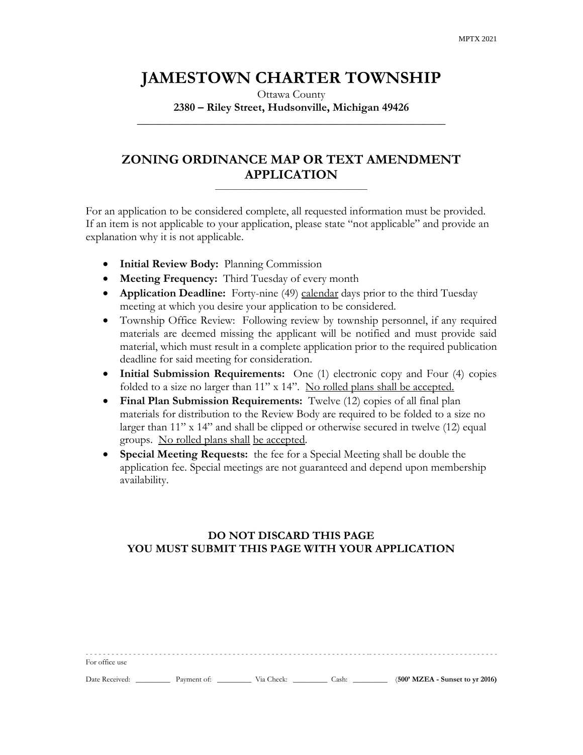# JAMESTOWN CHARTER TOWNSHIP

Ottawa County

**2380 – Riley Street, Hudsonville, Michigan 49426**

## ZONING ORDINANCE MAP OR TEXT AMENDMENT APPLICATION

For an application to be considered complete, all requested information must be provided. If an item is not applicable to your application, please state "not applicable" and provide an explanation why it is not applicable.

- **Initial Review Body:** Planning Commission
- **Meeting Frequency:** Third Tuesday of every month
- **Application Deadline:** Forty-nine (49) calendar days prior to the third Tuesday meeting at which you desire your application to be considered.
- Township Office Review: Following review by township personnel, if any required materials are deemed missing the applicant will be notified and must provide said material, which must result in a complete application prior to the required publication deadline for said meeting for consideration.
- **Initial Submission Requirements:** One (1) electronic copy and Four (4) copies folded to a size no larger than 11" x 14". No rolled plans shall be accepted.
- **Final Plan Submission Requirements:** Twelve (12) copies of all final plan materials for distribution to the Review Body are required to be folded to a size no larger than 11" x 14" and shall be clipped or otherwise secured in twelve (12) equal groups. No rolled plans shall be accepted.
- **Special Meeting Requests:** the fee for a Special Meeting shall be double the application fee. Special meetings are not guaranteed and depend upon membership availability.

**DO NOT DISCARD THIS PAGE**
**YOU MUST SUBMIT THIS PAGE WITH YOUR APPLICATION**

---

For office use

Date Received: ________ Payment of: ________ Via Check: ________ Cash: ________ (**500' MZEA - Sunset to yr 2016)**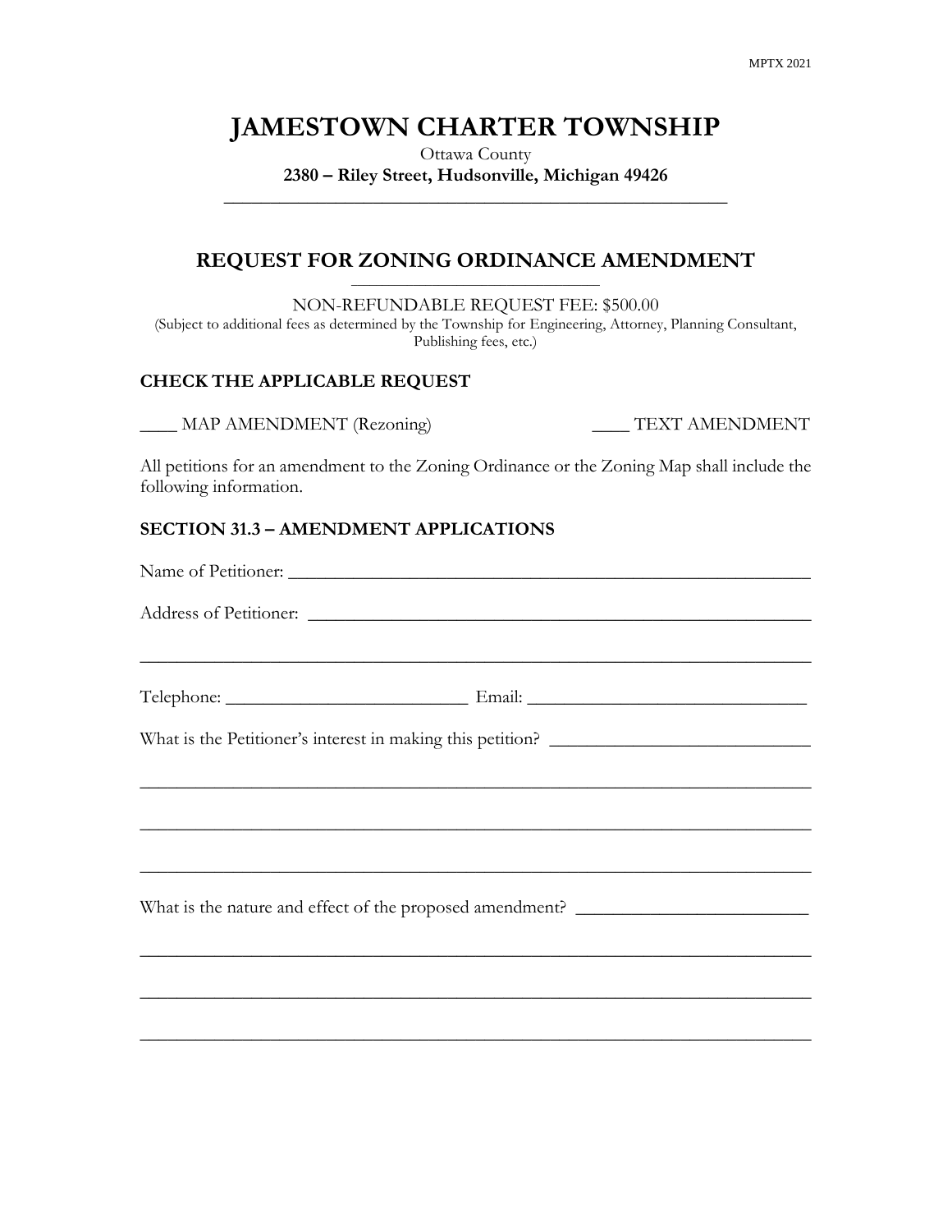# JAMESTOWN CHARTER TOWNSHIP

Ottawa County

**2380 – Riley Street, Hudsonville, Michigan 49426**

## REQUEST FOR ZONING ORDINANCE AMENDMENT

NON-REFUNDABLE REQUEST FEE: $500.00

(Subject to additional fees as determined by the Township for Engineering, Attorney, Planning Consultant, Publishing fees, etc.)

### CHECK THE APPLICABLE REQUEST

____ MAP AMENDMENT (Rezoning) ____ TEXT AMENDMENT

All petitions for an amendment to the Zoning Ordinance or the Zoning Map shall include the following information.

### SECTION 31.3 – AMENDMENT APPLICATIONS

Name of Petitioner: ______________________________________________________

Address of Petitioner: ____________________________________________________

__________________________________________________________________________

Telephone: _________________________ Email: ____________________________

What is the Petitioner's interest in making this petition? ___________________________

__________________________________________________________________________

__________________________________________________________________________

__________________________________________________________________________

What is the nature and effect of the proposed amendment? _________________________

__________________________________________________________________________

__________________________________________________________________________

__________________________________________________________________________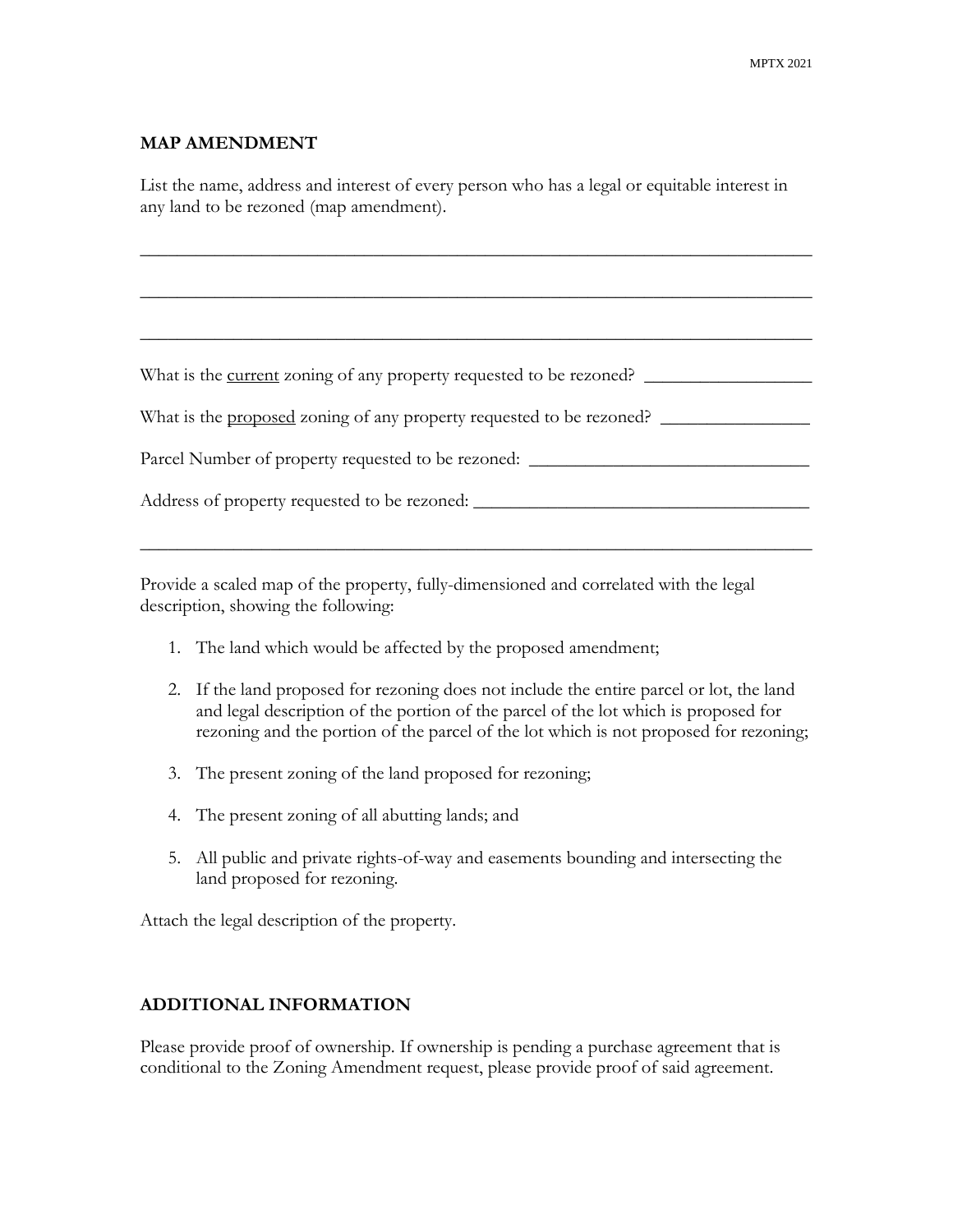## MAP AMENDMENT

List the name, address and interest of every person who has a legal or equitable interest in any land to be rezoned (map amendment).

___________________________________________________________________________

___________________________________________________________________________

___________________________________________________________________________

What is the current zoning of any property requested to be rezoned? __________________

What is the proposed zoning of any property requested to be rezoned? ________________

Parcel Number of property requested to be rezoned: ______________________________

Address of property requested to be rezoned: ____________________________________

___________________________________________________________________________

Provide a scaled map of the property, fully-dimensioned and correlated with the legal description, showing the following:

1. The land which would be affected by the proposed amendment;
2. If the land proposed for rezoning does not include the entire parcel or lot, the land and legal description of the portion of the parcel of the lot which is proposed for rezoning and the portion of the parcel of the lot which is not proposed for rezoning;
3. The present zoning of the land proposed for rezoning;
4. The present zoning of all abutting lands; and
5. All public and private rights-of-way and easements bounding and intersecting the land proposed for rezoning.

Attach the legal description of the property.

## ADDITIONAL INFORMATION

Please provide proof of ownership. If ownership is pending a purchase agreement that is conditional to the Zoning Amendment request, please provide proof of said agreement.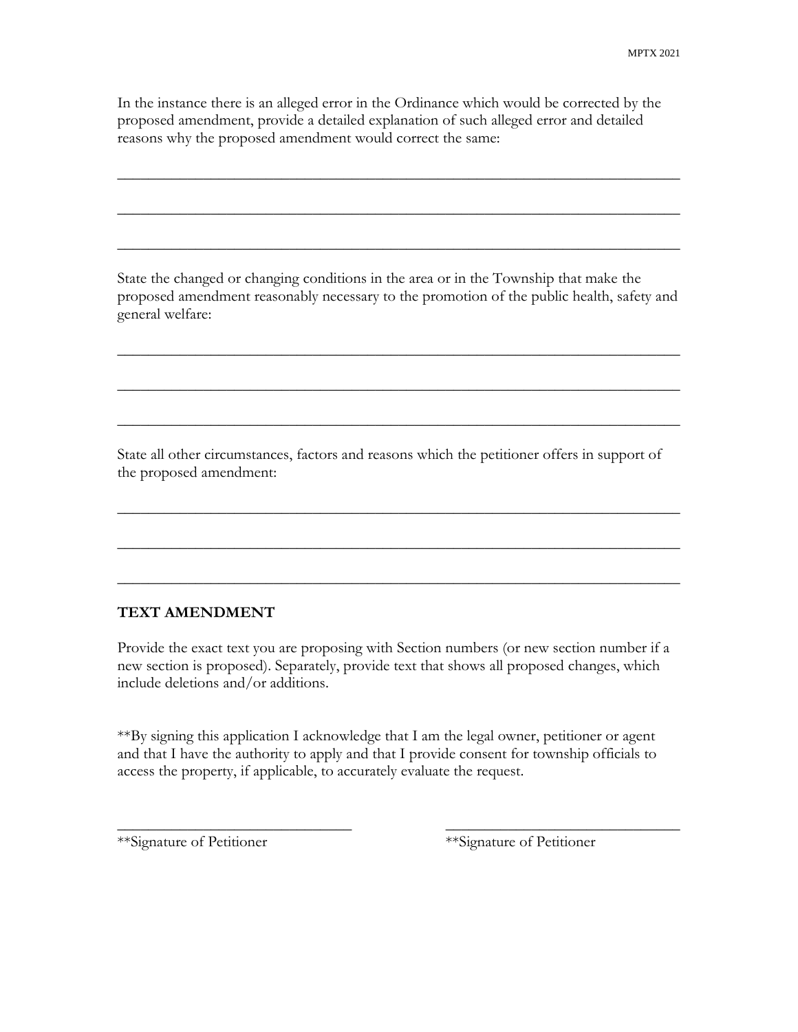In the instance there is an alleged error in the Ordinance which would be corrected by the proposed amendment, provide a detailed explanation of such alleged error and detailed reasons why the proposed amendment would correct the same:

_______________________________________________________________________________

_______________________________________________________________________________

_______________________________________________________________________________

State the changed or changing conditions in the area or in the Township that make the proposed amendment reasonably necessary to the promotion of the public health, safety and general welfare:

_______________________________________________________________________________

_______________________________________________________________________________

_______________________________________________________________________________

State all other circumstances, factors and reasons which the petitioner offers in support of the proposed amendment:

_______________________________________________________________________________

_______________________________________________________________________________

_______________________________________________________________________________

**TEXT AMENDMENT**

Provide the exact text you are proposing with Section numbers (or new section number if a new section is proposed). Separately, provide text that shows all proposed changes, which include deletions and/or additions.

**By signing this application I acknowledge that I am the legal owner, petitioner or agent and that I have the authority to apply and that I provide consent for township officials to access the property, if applicable, to accurately evaluate the request.

______________________________ ______________________________

**Signature of Petitioner **Signature of Petitioner